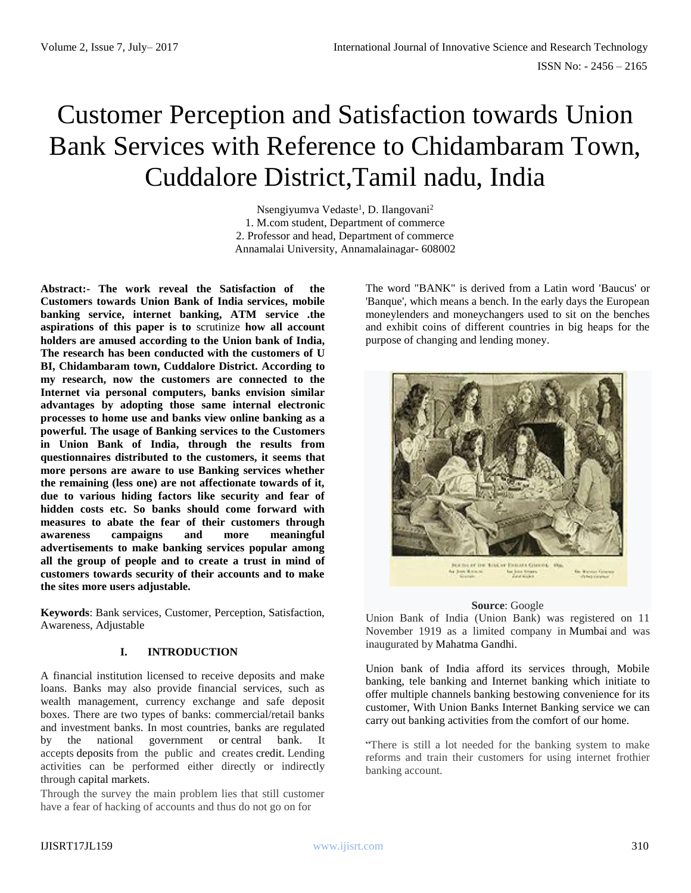# Customer Perception and Satisfaction towards Union Bank Services with Reference to Chidambaram Town, Cuddalore District,Tamil nadu, India

Nsengiyumva Vedaste[1], D. Ilangovani[2]
1. M.com student, Department of commerce
2. Professor and head, Department of commerce
Annamalai University, Annamalainagar- 608002

**Abstract:- The work reveal the Satisfaction of the Customers towards Union Bank of India services, mobile banking service, internet banking, ATM service .the aspirations of this paper is to** scrutinize **how all account holders are amused according to the Union bank of India, The research has been conducted with the customers of U BI, Chidambaram town, Cuddalore District. According to my research, now the customers are connected to the Internet via personal computers, banks envision similar advantages by adopting those same internal electronic processes to home use and banks view online banking as a powerful. The usage of Banking services to the Customers in Union Bank of India, through the results from questionnaires distributed to the customers, it seems that more persons are aware to use Banking services whether the remaining (less one) are not affectionate towards of it, due to various hiding factors like security and fear of hidden costs etc. So banks should come forward with measures to abate the fear of their customers through awareness campaigns and more meaningful advertisements to make banking services popular among all the group of people and to create a trust in mind of customers towards security of their accounts and to make the sites more users adjustable.**

**Keywords**: Bank services, Customer, Perception, Satisfaction, Awareness, Adjustable

## I. INTRODUCTION

A financial institution licensed to receive deposits and make loans. Banks may also provide financial services, such as wealth management, currency exchange and safe deposit boxes. There are two types of banks: commercial/retail banks and investment banks. In most countries, banks are regulated by the national government or central bank. It accepts deposits from the public and creates credit. Lending activities can be performed either directly or indirectly through capital markets.

Through the survey the main problem lies that still customer have a fear of hacking of accounts and thus do not go on for

The word "BANK" is derived from a Latin word 'Baucus' or 'Banque', which means a bench. In the early days the European moneylenders and moneychangers used to sit on the benches and exhibit coins of different countries in big heaps for the purpose of changing and lending money.

**Source**: Google

Union Bank of India (Union Bank) was registered on 11 November 1919 as a limited company in Mumbai and was inaugurated by Mahatma Gandhi.

Union bank of India afford its services through, Mobile banking, tele banking and Internet banking which initiate to offer multiple channels banking bestowing convenience for its customer, With Union Banks Internet Banking service we can carry out banking activities from the comfort of our home.

"There is still a lot needed for the banking system to make reforms and train their customers for using internet frothier banking account.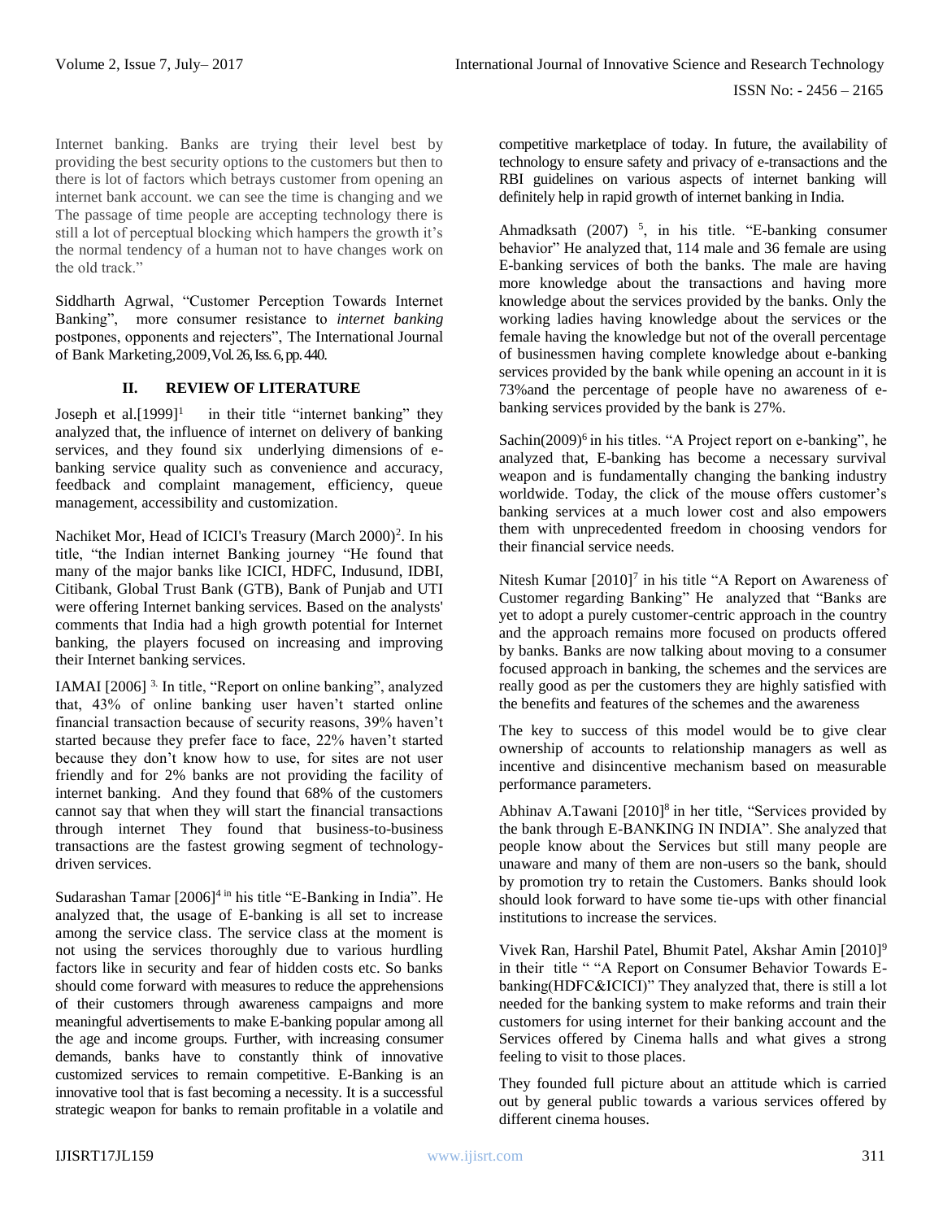Internet banking. Banks are trying their level best by providing the best security options to the customers but then to there is lot of factors which betrays customer from opening an internet bank account. we can see the time is changing and we The passage of time people are accepting technology there is still a lot of perceptual blocking which hampers the growth it's the normal tendency of a human not to have changes work on the old track."

Siddharth Agrwal, "Customer Perception Towards Internet Banking", more consumer resistance to *internet banking* postpones, opponents and rejecters", The International Journal of Bank Marketing,2009,Vol. 26, Iss. 6, pp. 440.

## II. REVIEW OF LITERATURE

Joseph et al.[1999][1] in their title "internet banking" they analyzed that, the influence of internet on delivery of banking services, and they found six underlying dimensions of e-banking service quality such as convenience and accuracy, feedback and complaint management, efficiency, queue management, accessibility and customization.

Nachiket Mor, Head of ICICI's Treasury (March 2000)[2]. In his title, "the Indian internet Banking journey "He found that many of the major banks like ICICI, HDFC, Indusund, IDBI, Citibank, Global Trust Bank (GTB), Bank of Punjab and UTI were offering Internet banking services. Based on the analysts' comments that India had a high growth potential for Internet banking, the players focused on increasing and improving their Internet banking services.

IAMAI [2006] [3]. In title, "Report on online banking", analyzed that, 43% of online banking user haven't started online financial transaction because of security reasons, 39% haven't started because they prefer face to face, 22% haven't started because they don't know how to use, for sites are not user friendly and for 2% banks are not providing the facility of internet banking. And they found that 68% of the customers cannot say that when they will start the financial transactions through internet They found that business-to-business transactions are the fastest growing segment of technology-driven services.

Sudarashan Tamar [2006][4 in] his title "E-Banking in India". He analyzed that, the usage of E-banking is all set to increase among the service class. The service class at the moment is not using the services thoroughly due to various hurdling factors like in security and fear of hidden costs etc. So banks should come forward with measures to reduce the apprehensions of their customers through awareness campaigns and more meaningful advertisements to make E-banking popular among all the age and income groups. Further, with increasing consumer demands, banks have to constantly think of innovative customized services to remain competitive. E-Banking is an innovative tool that is fast becoming a necessity. It is a successful strategic weapon for banks to remain profitable in a volatile and competitive marketplace of today. In future, the availability of technology to ensure safety and privacy of e-transactions and the RBI guidelines on various aspects of internet banking will definitely help in rapid growth of internet banking in India.

Ahmadksath (2007) [5], in his title. "E-banking consumer behavior" He analyzed that, 114 male and 36 female are using E-banking services of both the banks. The male are having more knowledge about the transactions and having more knowledge about the services provided by the banks. Only the working ladies having knowledge about the services or the female having the knowledge but not of the overall percentage of businessmen having complete knowledge about e-banking services provided by the bank while opening an account in it is 73%and the percentage of people have no awareness of e-banking services provided by the bank is 27%.

Sachin(2009)[6] in his titles. "A Project report on e-banking", he analyzed that, E-banking has become a necessary survival weapon and is fundamentally changing the banking industry worldwide. Today, the click of the mouse offers customer's banking services at a much lower cost and also empowers them with unprecedented freedom in choosing vendors for their financial service needs.

Nitesh Kumar [2010][7] in his title "A Report on Awareness of Customer regarding Banking" He analyzed that "Banks are yet to adopt a purely customer-centric approach in the country and the approach remains more focused on products offered by banks. Banks are now talking about moving to a consumer focused approach in banking, the schemes and the services are really good as per the customers they are highly satisfied with the benefits and features of the schemes and the awareness

The key to success of this model would be to give clear ownership of accounts to relationship managers as well as incentive and disincentive mechanism based on measurable performance parameters.

Abhinav A.Tawani [2010][8] in her title, "Services provided by the bank through E-BANKING IN INDIA". She analyzed that people know about the Services but still many people are unaware and many of them are non-users so the bank, should by promotion try to retain the Customers. Banks should look should look forward to have some tie-ups with other financial institutions to increase the services.

Vivek Ran, Harshil Patel, Bhumit Patel, Akshar Amin [2010][9] in their title " "A Report on Consumer Behavior Towards E-banking(HDFC&ICICI)" They analyzed that, there is still a lot needed for the banking system to make reforms and train their customers for using internet for their banking account and the Services offered by Cinema halls and what gives a strong feeling to visit to those places.

They founded full picture about an attitude which is carried out by general public towards a various services offered by different cinema houses.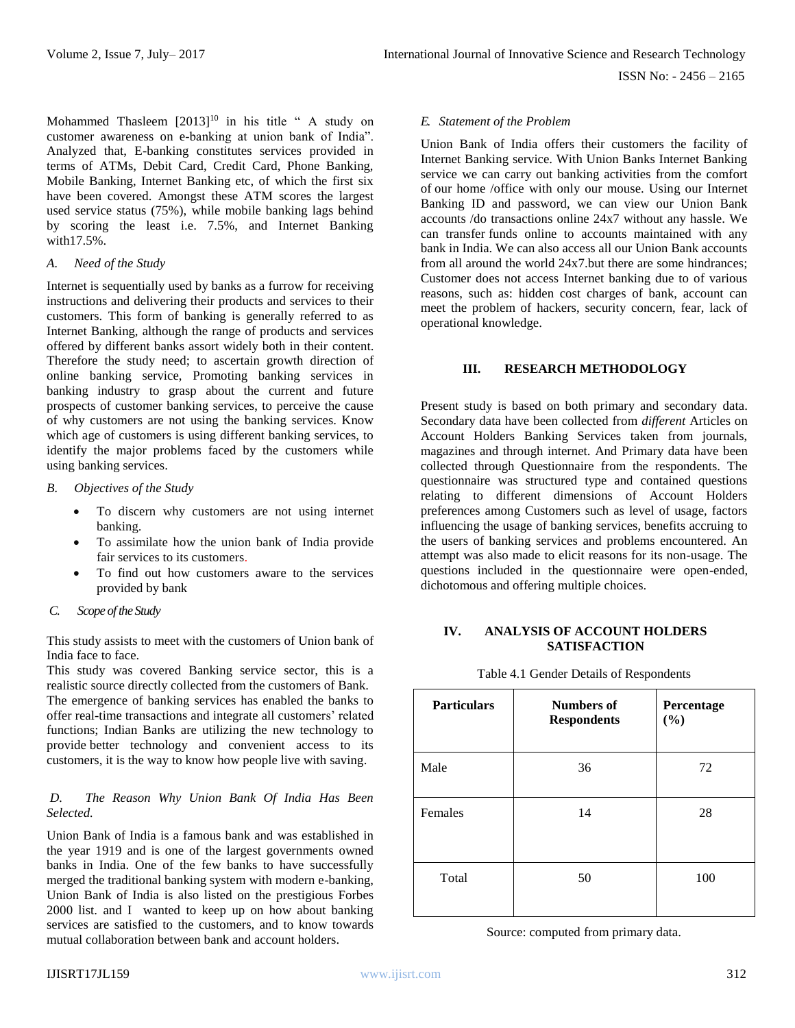Mohammed Thasleem [2013][10] in his title " A study on customer awareness on e-banking at union bank of India". Analyzed that, E-banking constitutes services provided in terms of ATMs, Debit Card, Credit Card, Phone Banking, Mobile Banking, Internet Banking etc, of which the first six have been covered. Amongst these ATM scores the largest used service status (75%), while mobile banking lags behind by scoring the least i.e. 7.5%, and Internet Banking with17.5%.

### *A. Need of the Study*

Internet is sequentially used by banks as a furrow for receiving instructions and delivering their products and services to their customers. This form of banking is generally referred to as Internet Banking, although the range of products and services offered by different banks assort widely both in their content. Therefore the study need; to ascertain growth direction of online banking service, Promoting banking services in banking industry to grasp about the current and future prospects of customer banking services, to perceive the cause of why customers are not using the banking services. Know which age of customers is using different banking services, to identify the major problems faced by the customers while using banking services.

### *B. Objectives of the Study*

- To discern why customers are not using internet banking.
- To assimilate how the union bank of India provide fair services to its customers.
- To find out how customers aware to the services provided by bank

### *C. Scope of the Study*

This study assists to meet with the customers of Union bank of India face to face.

This study was covered Banking service sector, this is a realistic source directly collected from the customers of Bank.

The emergence of banking services has enabled the banks to offer real-time transactions and integrate all customers' related functions; Indian Banks are utilizing the new technology to provide better technology and convenient access to its customers, it is the way to know how people live with saving.

### *D. The Reason Why Union Bank Of India Has Been Selected.*

Union Bank of India is a famous bank and was established in the year 1919 and is one of the largest governments owned banks in India. One of the few banks to have successfully merged the traditional banking system with modern e-banking, Union Bank of India is also listed on the prestigious Forbes 2000 list. and I wanted to keep up on how about banking services are satisfied to the customers, and to know towards mutual collaboration between bank and account holders.

### *E. Statement of the Problem*

Union Bank of India offers their customers the facility of Internet Banking service. With Union Banks Internet Banking service we can carry out banking activities from the comfort of our home /office with only our mouse. Using our Internet Banking ID and password, we can view our Union Bank accounts /do transactions online 24x7 without any hassle. We can transfer funds online to accounts maintained with any bank in India. We can also access all our Union Bank accounts from all around the world 24x7.but there are some hindrances; Customer does not access Internet banking due to of various reasons, such as: hidden cost charges of bank, account can meet the problem of hackers, security concern, fear, lack of operational knowledge.

## III. RESEARCH METHODOLOGY

Present study is based on both primary and secondary data. Secondary data have been collected from *different* Articles on Account Holders Banking Services taken from journals, magazines and through internet. And Primary data have been collected through Questionnaire from the respondents. The questionnaire was structured type and contained questions relating to different dimensions of Account Holders preferences among Customers such as level of usage, factors influencing the usage of banking services, benefits accruing to the users of banking services and problems encountered. An attempt was also made to elicit reasons for its non-usage. The questions included in the questionnaire were open-ended, dichotomous and offering multiple choices.

## IV. ANALYSIS OF ACCOUNT HOLDERS SATISFACTION

Table 4.1 Gender Details of Respondents

| Particulars | Numbers of Respondents | Percentage (%) |
|---|---|---|
| Male | 36 | 72 |
| Females | 14 | 28 |
| Total | 50 | 100 |

Source: computed from primary data.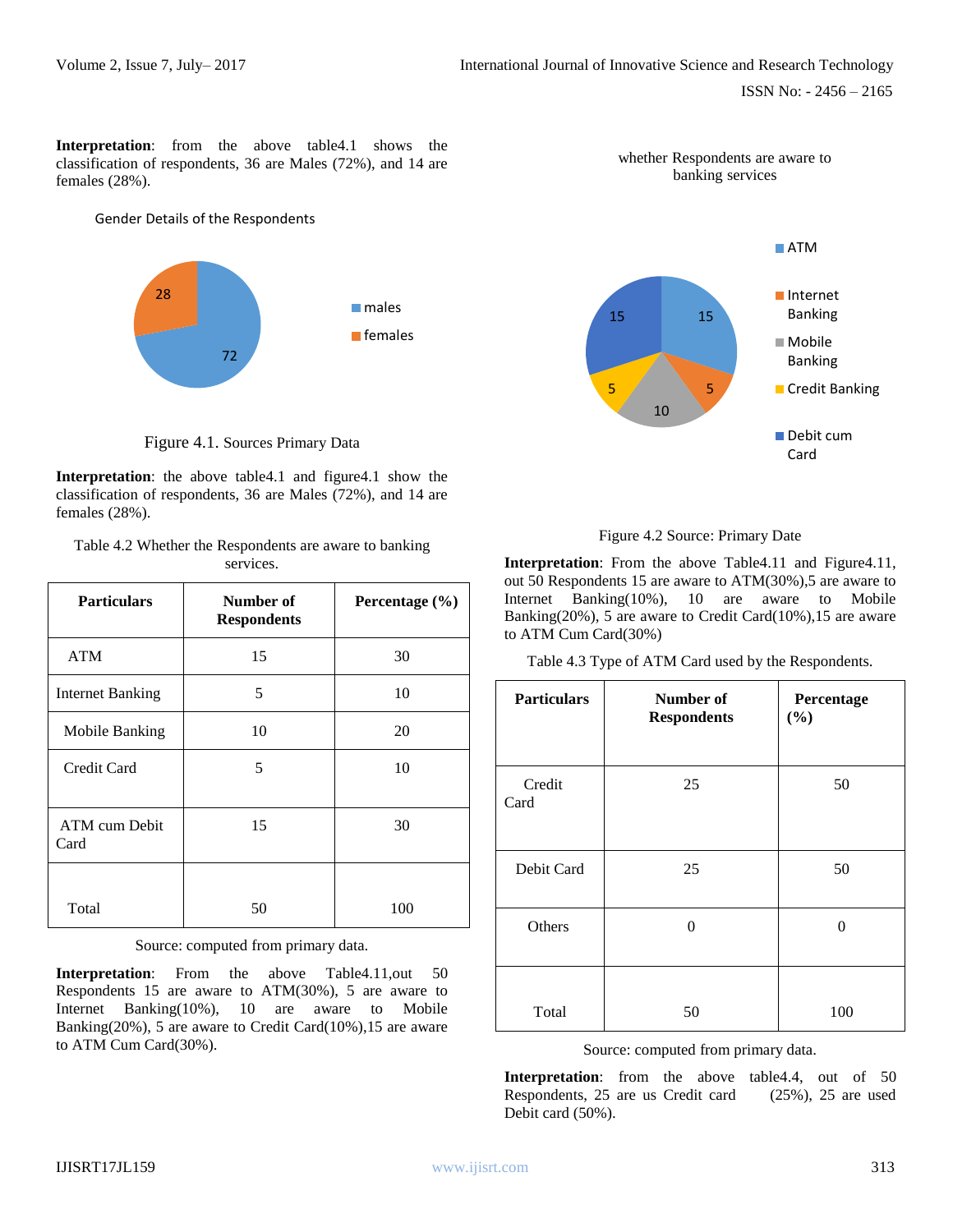**Interpretation**: from the above table4.1 shows the classification of respondents, 36 are Males (72%), and 14 are females (28%).

Gender Details of the Respondents

Figure 4.1. Sources Primary Data

**Interpretation**: the above table4.1 and figure4.1 show the classification of respondents, 36 are Males (72%), and 14 are females (28%).

Table 4.2 Whether the Respondents are aware to banking services.

| Particulars | Number of Respondents | Percentage (%) |
|---|---|---|
| ATM | 15 | 30 |
| Internet Banking | 5 | 10 |
| Mobile Banking | 10 | 20 |
| Credit Card | 5 | 10 |
| ATM cum Debit Card | 15 | 30 |
| Total | 50 | 100 |

Source: computed from primary data.

**Interpretation**: From the above Table4.11,out 50 Respondents 15 are aware to ATM(30%), 5 are aware to Internet Banking(10%), 10 are aware to Mobile Banking(20%), 5 are aware to Credit Card(10%),15 are aware to ATM Cum Card(30%).

whether Respondents are aware to banking services

Figure 4.2 Source: Primary Date

**Interpretation**: From the above Table4.11 and Figure4.11, out 50 Respondents 15 are aware to ATM(30%),5 are aware to Internet Banking(10%), 10 are aware to Mobile Banking(20%), 5 are aware to Credit Banking(10%),15 are aware to ATM Cum Card(30%)

Table 4.3 Type of ATM Card used by the Respondents.

| Particulars | Number of Respondents | Percentage (%) |
|---|---|---|
| Credit Card | 25 | 50 |
| Debit Card | 25 | 50 |
| Others | 0 | 0 |
| Total | 50 | 100 |

Source: computed from primary data.

**Interpretation**: from the above table4.4, out of 50 Respondents, 25 are us Credit card (25%), 25 are used Debit card (50%).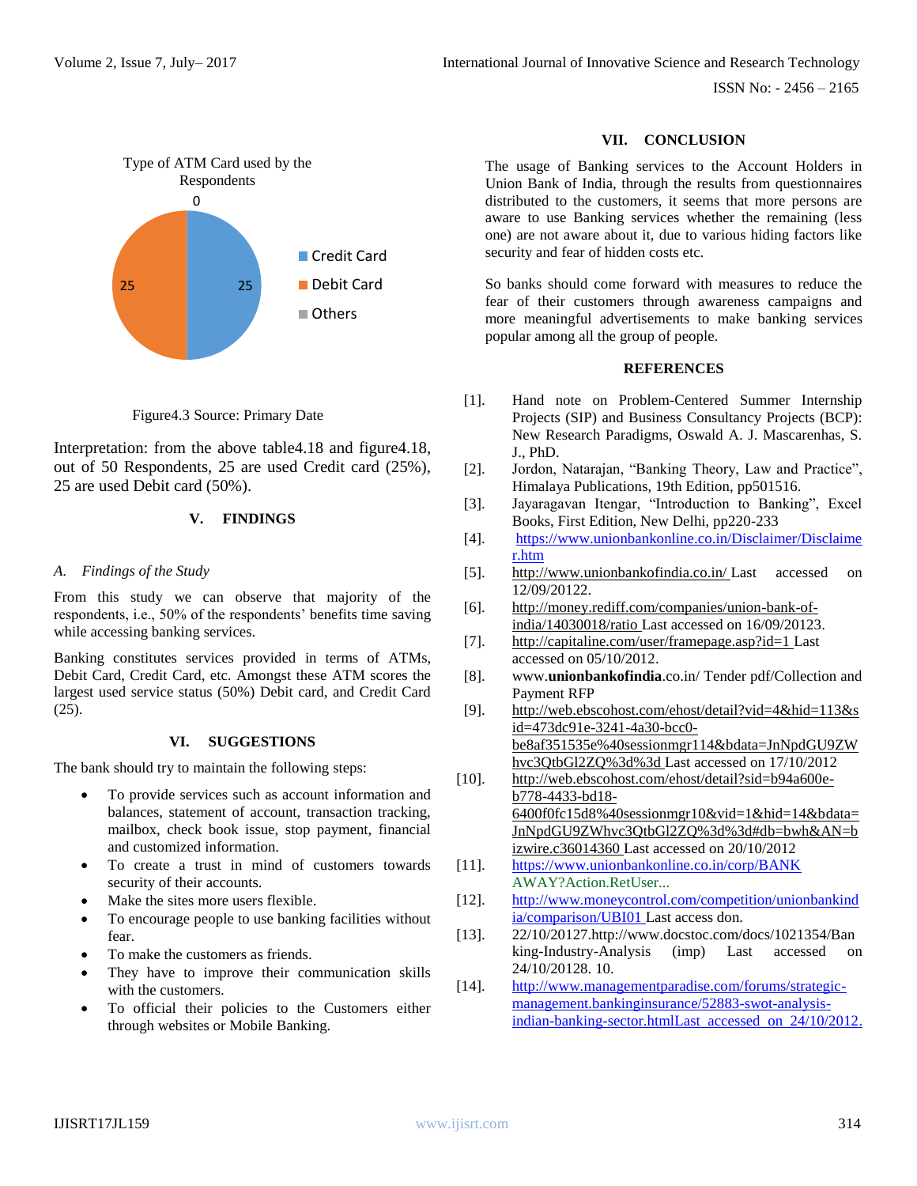Type of ATM Card used by the Respondents

0

25

25

Credit Card

Debit Card

Others

Figure4.3 Source: Primary Date

Interpretation: from the above table4.18 and figure4.18, out of 50 Respondents, 25 are used Credit card (25%), 25 are used Debit card (50%).

## V. FINDINGS

### A. *Findings of the Study*

From this study we can observe that majority of the respondents, i.e., 50% of the respondents' benefits time saving while accessing banking services.

Banking constitutes services provided in terms of ATMs, Debit Card, Credit Card, etc. Amongst these ATM scores the largest used service status (50%) Debit card, and Credit Card (25).

## VI. SUGGESTIONS

The bank should try to maintain the following steps:

- To provide services such as account information and balances, statement of account, transaction tracking, mailbox, check book issue, stop payment, financial and customized information.
- To create a trust in mind of customers towards security of their accounts.
- Make the sites more users flexible.
- To encourage people to use banking facilities without fear.
- To make the customers as friends.
- They have to improve their communication skills with the customers.
- To official their policies to the Customers either through websites or Mobile Banking.

## VII. CONCLUSION

The usage of Banking services to the Account Holders in Union Bank of India, through the results from questionnaires distributed to the customers, it seems that more persons are aware to use Banking services whether the remaining (less one) are not aware about it, due to various hiding factors like security and fear of hidden costs etc.

So banks should come forward with measures to reduce the fear of their customers through awareness campaigns and more meaningful advertisements to make banking services popular among all the group of people.

## REFERENCES

[1]. Hand note on Problem-Centered Summer Internship Projects (SIP) and Business Consultancy Projects (BCP): New Research Paradigms, Oswald A. J. Mascarenhas, S. J., PhD.

[2]. Jordon, Natarajan, "Banking Theory, Law and Practice", Himalaya Publications, 19th Edition, pp501516.

[3]. Jayaragavan Itengar, "Introduction to Banking", Excel Books, First Edition, New Delhi, pp220-233

[4]. https://www.unionbankonline.co.in/Disclaimer/Disclaimer.htm

[5]. http://www.unionbankofindia.co.in/ Last accessed on 12/09/20122.

[6]. http://money.rediff.com/companies/union-bank-of-india/14030018/ratio Last accessed on 16/09/20123.

[7]. http://capitaline.com/user/framepage.asp?id=1 Last accessed on 05/10/2012.

[8]. www.**unionbankofindia**.co.in/ Tender pdf/Collection and Payment RFP

[9]. http://web.ebscohost.com/ehost/detail?vid=4&hid=113&sid=473dc91e-3241-4a30-bcc0-be8af351535e%40sessionmgr114&bdata=JnNpdGU9ZWhvc3QtbGl2ZQ%3d%3d Last accessed on 17/10/2012

[10]. http://web.ebscohost.com/ehost/detail?sid=b94a600e-b778-4433-bd18-6400f0fc15d8%40sessionmgr10&vid=1&hid=14&bdata=JnNpdGU9ZWhvc3QtbGl2ZQ%3d%3d#db=bwh&AN=bizwire.c36014360 Last accessed on 20/10/2012

[11]. https://www.unionbankonline.co.in/corp/BANKAWAY?Action.RetUser...

[12]. http://www.moneycontrol.com/competition/unionbankindia/comparison/UBI01 Last access don.

[13]. 22/10/20127.http://www.docstoc.com/docs/1021354/Banking-Industry-Analysis (imp) Last accessed on 24/10/20128. 10.

[14]. http://www.managementparadise.com/forums/strategic-management.bankinginsurance/52883-swot-analysis-indian-banking-sector.htmlLast accessed on 24/10/2012.